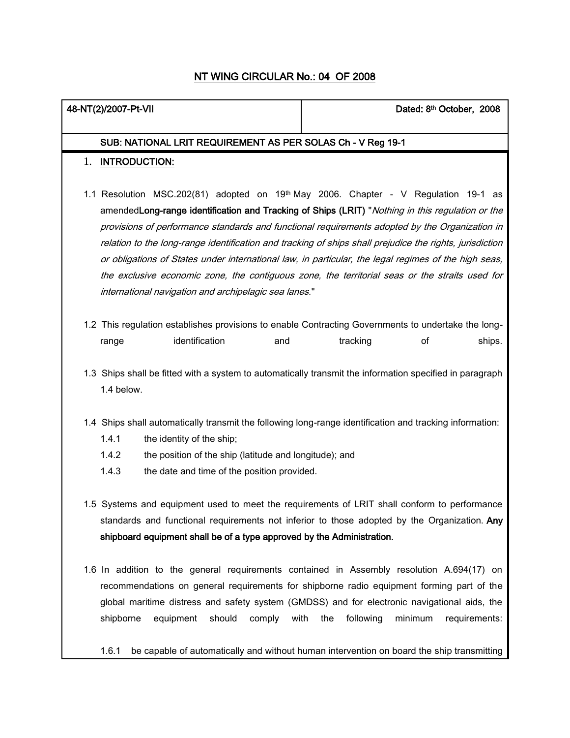# NT WING CIRCULAR No.: 04 OF 2008

| 48-NT(2)/2007-Pt-VII | Dated: 8th October, 2008 |
|---|---|

**SUB: NATIONAL LRIT REQUIREMENT AS PER SOLAS Ch - V Reg 19-1**

## 1. INTRODUCTION:

1.1 Resolution MSC.202(81) adopted on 19th May 2006. Chapter - V Regulation 19-1 as amended**Long-range identification and Tracking of Ships (LRIT)** "*Nothing in this regulation or the provisions of performance standards and functional requirements adopted by the Organization in relation to the long-range identification and tracking of ships shall prejudice the rights, jurisdiction or obligations of States under international law, in particular, the legal regimes of the high seas, the exclusive economic zone, the contiguous zone, the territorial seas or the straits used for international navigation and archipelagic sea lanes.*"

1.2 This regulation establishes provisions to enable Contracting Governments to undertake the long-range identification and tracking of ships.

1.3 Ships shall be fitted with a system to automatically transmit the information specified in paragraph 1.4 below.

1.4 Ships shall automatically transmit the following long-range identification and tracking information:

- 1.4.1 the identity of the ship;
- 1.4.2 the position of the ship (latitude and longitude); and
- 1.4.3 the date and time of the position provided.

1.5 Systems and equipment used to meet the requirements of LRIT shall conform to performance standards and functional requirements not inferior to those adopted by the Organization. **Any shipboard equipment shall be of a type approved by the Administration.**

1.6 In addition to the general requirements contained in Assembly resolution A.694(17) on recommendations on general requirements for shipborne radio equipment forming part of the global maritime distress and safety system (GMDSS) and for electronic navigational aids, the shipborne equipment should comply with the following minimum requirements:

- 1.6.1 be capable of automatically and without human intervention on board the ship transmitting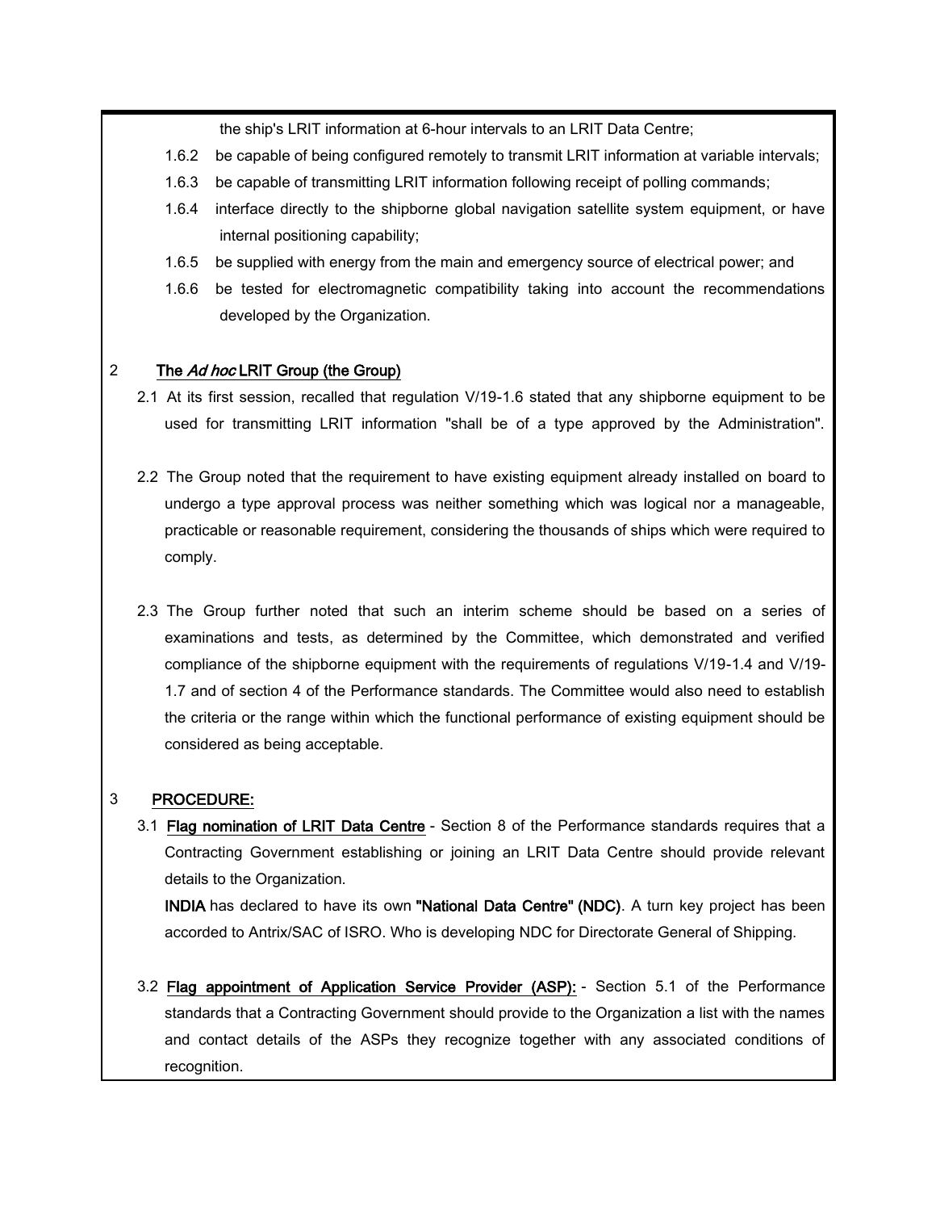the ship's LRIT information at 6-hour intervals to an LRIT Data Centre;

1.6.2 be capable of being configured remotely to transmit LRIT information at variable intervals;

1.6.3 be capable of transmitting LRIT information following receipt of polling commands;

1.6.4 interface directly to the shipborne global navigation satellite system equipment, or have internal positioning capability;

1.6.5 be supplied with energy from the main and emergency source of electrical power; and

1.6.6 be tested for electromagnetic compatibility taking into account the recommendations developed by the Organization.

## 2 The *Ad hoc* LRIT Group (the Group)

2.1 At its first session, recalled that regulation V/19-1.6 stated that any shipborne equipment to be used for transmitting LRIT information "shall be of a type approved by the Administration".

2.2 The Group noted that the requirement to have existing equipment already installed on board to undergo a type approval process was neither something which was logical nor a manageable, practicable or reasonable requirement, considering the thousands of ships which were required to comply.

2.3 The Group further noted that such an interim scheme should be based on a series of examinations and tests, as determined by the Committee, which demonstrated and verified compliance of the shipborne equipment with the requirements of regulations V/19-1.4 and V/19-1.7 and of section 4 of the Performance standards. The Committee would also need to establish the criteria or the range within which the functional performance of existing equipment should be considered as being acceptable.

## 3 PROCEDURE:

3.1 **Flag nomination of LRIT Data Centre** - Section 8 of the Performance standards requires that a Contracting Government establishing or joining an LRIT Data Centre should provide relevant details to the Organization.

**INDIA** has declared to have its own **"National Data Centre" (NDC)**. A turn key project has been accorded to Antrix/SAC of ISRO. Who is developing NDC for Directorate General of Shipping.

3.2 **Flag appointment of Application Service Provider (ASP):** - Section 5.1 of the Performance standards that a Contracting Government should provide to the Organization a list with the names and contact details of the ASPs they recognize together with any associated conditions of recognition.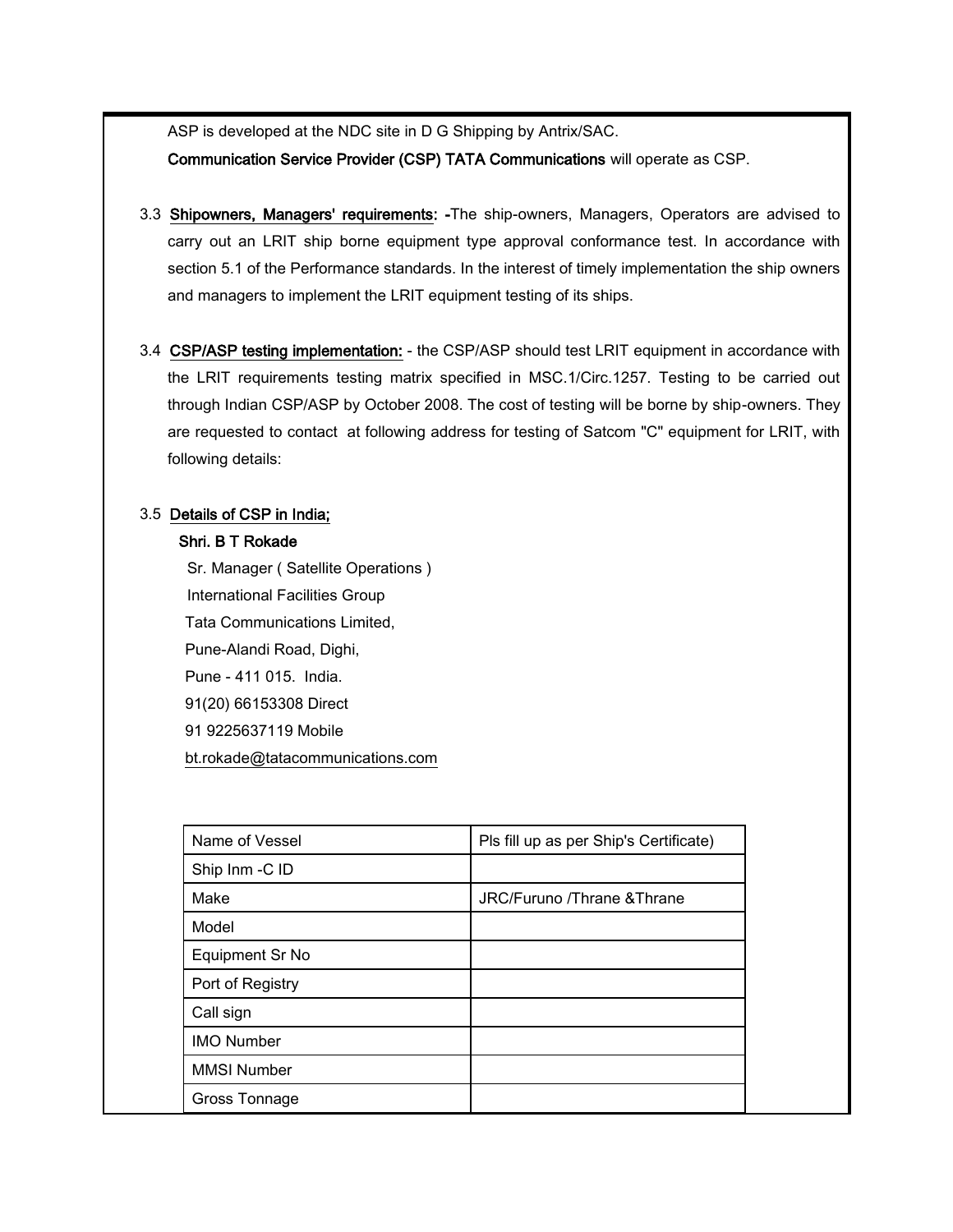ASP is developed at the NDC site in D G Shipping by Antrix/SAC.

**Communication Service Provider (CSP) TATA Communications** will operate as CSP.

3.3 **Shipowners, Managers' requirements: -**The ship-owners, Managers, Operators are advised to carry out an LRIT ship borne equipment type approval conformance test. In accordance with section 5.1 of the Performance standards. In the interest of timely implementation the ship owners and managers to implement the LRIT equipment testing of its ships.

3.4 **CSP/ASP testing implementation:** - the CSP/ASP should test LRIT equipment in accordance with the LRIT requirements testing matrix specified in MSC.1/Circ.1257. Testing to be carried out through Indian CSP/ASP by October 2008. The cost of testing will be borne by ship-owners. They are requested to contact at following address for testing of Satcom "C" equipment for LRIT, with following details:

3.5 **Details of CSP in India;**

**Shri. B T Rokade**
Sr. Manager ( Satellite Operations )
International Facilities Group
Tata Communications Limited,
Pune-Alandi Road, Dighi,
Pune - 411 015. India.
91(20) 66153308 Direct
91 9225637119 Mobile
bt.rokade@tatacommunications.com

| Name of Vessel | Pls fill up as per Ship's Certificate) |
|---|---|
| Ship Inm -C ID | |
| Make | JRC/Furuno /Thrane &Thrane |
| Model | |
| Equipment Sr No | |
| Port of Registry | |
| Call sign | |
| IMO Number | |
| MMSI Number | |
| Gross Tonnage | |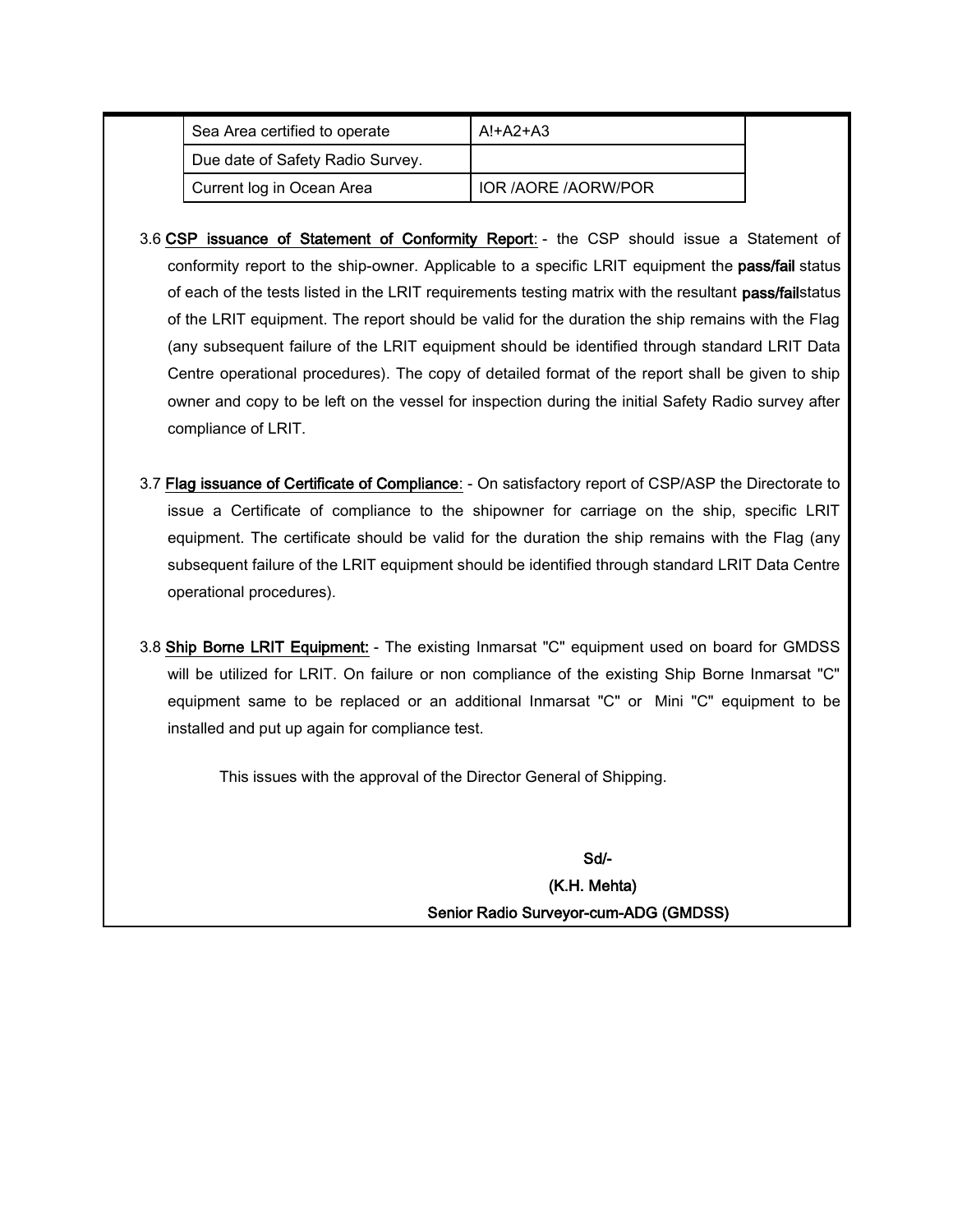| | |
|---|---|
| Sea Area certified to operate | A!+A2+A3 |
| Due date of Safety Radio Survey. | |
| Current log in Ocean Area | IOR /AORE /AORW/POR |

3.6 **CSP issuance of Statement of Conformity Report**: - the CSP should issue a Statement of conformity report to the ship-owner. Applicable to a specific LRIT equipment the **pass/fail** status of each of the tests listed in the LRIT requirements testing matrix with the resultant **pass/fail**status of the LRIT equipment. The report should be valid for the duration the ship remains with the Flag (any subsequent failure of the LRIT equipment should be identified through standard LRIT Data Centre operational procedures). The copy of detailed format of the report shall be given to ship owner and copy to be left on the vessel for inspection during the initial Safety Radio survey after compliance of LRIT.

3.7 **Flag issuance of Certificate of Compliance**: - On satisfactory report of CSP/ASP the Directorate to issue a Certificate of compliance to the shipowner for carriage on the ship, specific LRIT equipment. The certificate should be valid for the duration the ship remains with the Flag (any subsequent failure of the LRIT equipment should be identified through standard LRIT Data Centre operational procedures).

3.8 **Ship Borne LRIT Equipment:** - The existing Inmarsat "C" equipment used on board for GMDSS will be utilized for LRIT. On failure or non compliance of the existing Ship Borne Inmarsat "C" equipment same to be replaced or an additional Inmarsat "C" or Mini "C" equipment to be installed and put up again for compliance test.

This issues with the approval of the Director General of Shipping.

**Sd/-**

**(K.H. Mehta)**

**Senior Radio Surveyor-cum-ADG (GMDSS)**